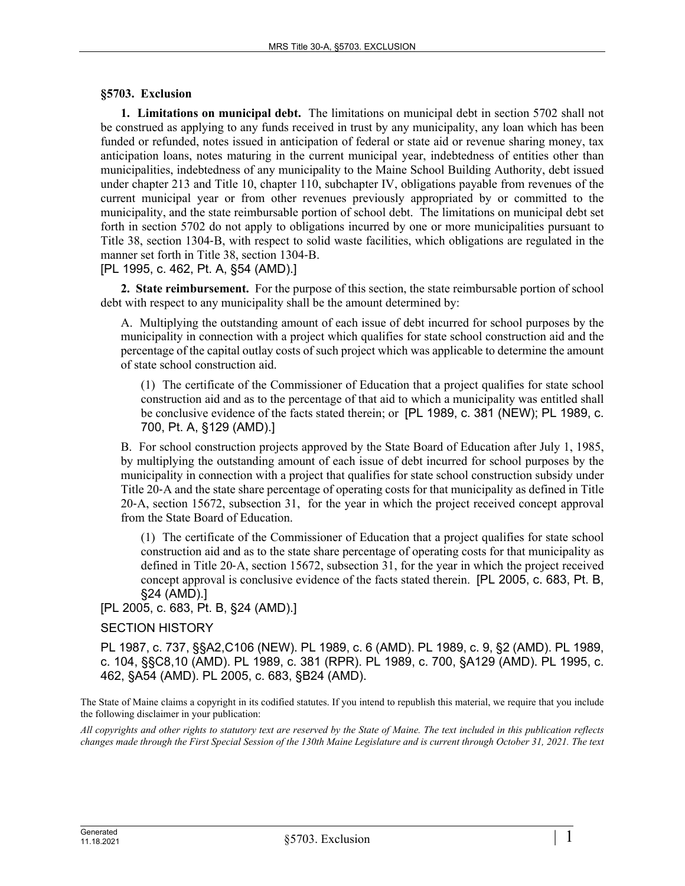### §5703. Exclusion

**1. Limitations on municipal debt.** The limitations on municipal debt in section 5702 shall not be construed as applying to any funds received in trust by any municipality, any loan which has been funded or refunded, notes issued in anticipation of federal or state aid or revenue sharing money, tax anticipation loans, notes maturing in the current municipal year, indebtedness of entities other than municipalities, indebtedness of any municipality to the Maine School Building Authority, debt issued under chapter 213 and Title 10, chapter 110, subchapter IV, obligations payable from revenues of the current municipal year or from other revenues previously appropriated by or committed to the municipality, and the state reimbursable portion of school debt. The limitations on municipal debt set forth in section 5702 do not apply to obligations incurred by one or more municipalities pursuant to Title 38, section 1304-B, with respect to solid waste facilities, which obligations are regulated in the manner set forth in Title 38, section 1304-B.

[PL 1995, c. 462, Pt. A, §54 (AMD).]

**2. State reimbursement.** For the purpose of this section, the state reimbursable portion of school debt with respect to any municipality shall be the amount determined by:

A. Multiplying the outstanding amount of each issue of debt incurred for school purposes by the municipality in connection with a project which qualifies for state school construction aid and the percentage of the capital outlay costs of such project which was applicable to determine the amount of state school construction aid.

(1) The certificate of the Commissioner of Education that a project qualifies for state school construction aid and as to the percentage of that aid to which a municipality was entitled shall be conclusive evidence of the facts stated therein; or [PL 1989, c. 381 (NEW); PL 1989, c. 700, Pt. A, §129 (AMD).]

B. For school construction projects approved by the State Board of Education after July 1, 1985, by multiplying the outstanding amount of each issue of debt incurred for school purposes by the municipality in connection with a project that qualifies for state school construction subsidy under Title 20-A and the state share percentage of operating costs for that municipality as defined in Title 20-A, section 15672, subsection 31, for the year in which the project received concept approval from the State Board of Education.

(1) The certificate of the Commissioner of Education that a project qualifies for state school construction aid and as to the state share percentage of operating costs for that municipality as defined in Title 20-A, section 15672, subsection 31, for the year in which the project received concept approval is conclusive evidence of the facts stated therein. [PL 2005, c. 683, Pt. B, §24 (AMD).]

[PL 2005, c. 683, Pt. B, §24 (AMD).]

SECTION HISTORY

PL 1987, c. 737, §§A2,C106 (NEW). PL 1989, c. 6 (AMD). PL 1989, c. 9, §2 (AMD). PL 1989, c. 104, §§C8,10 (AMD). PL 1989, c. 381 (RPR). PL 1989, c. 700, §A129 (AMD). PL 1995, c. 462, §A54 (AMD). PL 2005, c. 683, §B24 (AMD).

The State of Maine claims a copyright in its codified statutes. If you intend to republish this material, we require that you include the following disclaimer in your publication:

*All copyrights and other rights to statutory text are reserved by the State of Maine. The text included in this publication reflects changes made through the First Special Session of the 130th Maine Legislature and is current through October 31, 2021. The text*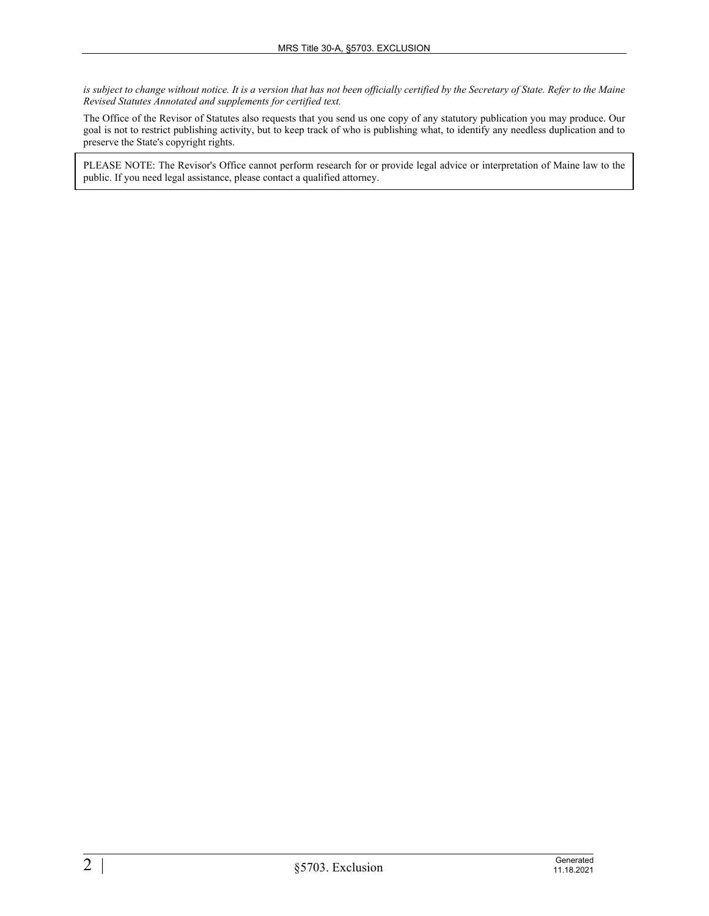*is subject to change without notice. It is a version that has not been officially certified by the Secretary of State. Refer to the Maine Revised Statutes Annotated and supplements for certified text.*

The Office of the Revisor of Statutes also requests that you send us one copy of any statutory publication you may produce. Our goal is not to restrict publishing activity, but to keep track of who is publishing what, to identify any needless duplication and to preserve the State's copyright rights.

PLEASE NOTE: The Revisor's Office cannot perform research for or provide legal advice or interpretation of Maine law to the public. If you need legal assistance, please contact a qualified attorney.